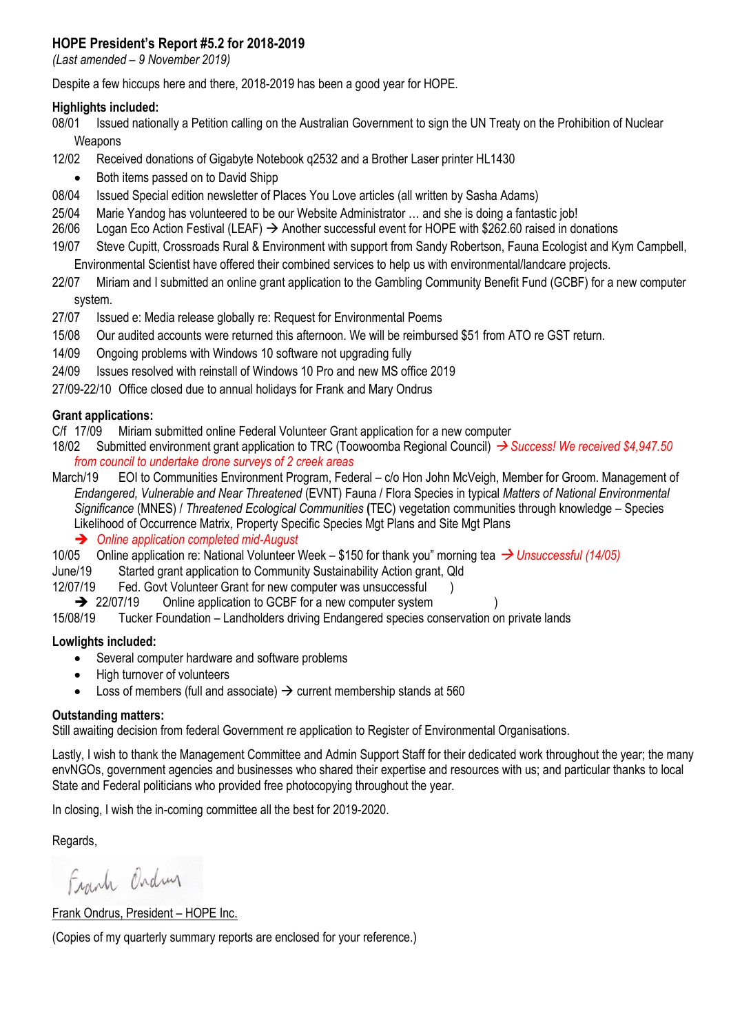## HOPE President's Report #5.2 for 2018-2019

*(Last amended – 9 November 2019)*

Despite a few hiccups here and there, 2018-2019 has been a good year for HOPE.

**Highlights included:**

08/01 Issued nationally a Petition calling on the Australian Government to sign the UN Treaty on the Prohibition of Nuclear Weapons

12/02 Received donations of Gigabyte Notebook q2532 and a Brother Laser printer HL1430

- Both items passed on to David Shipp

08/04 Issued Special edition newsletter of Places You Love articles (all written by Sasha Adams)

25/04 Marie Yandog has volunteered to be our Website Administrator … and she is doing a fantastic job!

26/06 Logan Eco Action Festival (LEAF) → Another successful event for HOPE with $262.60 raised in donations

19/07 Steve Cupitt, Crossroads Rural & Environment with support from Sandy Robertson, Fauna Ecologist and Kym Campbell, Environmental Scientist have offered their combined services to help us with environmental/landcare projects.

22/07 Miriam and I submitted an online grant application to the Gambling Community Benefit Fund (GCBF) for a new computer system.

27/07 Issued e: Media release globally re: Request for Environmental Poems

15/08 Our audited accounts were returned this afternoon. We will be reimbursed $51 from ATO re GST return.

14/09 Ongoing problems with Windows 10 software not upgrading fully

24/09 Issues resolved with reinstall of Windows 10 Pro and new MS office 2019

27/09-22/10 Office closed due to annual holidays for Frank and Mary Ondrus

**Grant applications:**

C/f 17/09 Miriam submitted online Federal Volunteer Grant application for a new computer

18/02 Submitted environment grant application to TRC (Toowoomba Regional Council) *→ Success! We received $4,947.50 from council to undertake drone surveys of 2 creek areas*

March/19 EOI to Communities Environment Program, Federal – c/o Hon John McVeigh, Member for Groom. Management of *Endangered, Vulnerable and Near Threatened* (EVNT) Fauna / Flora Species in typical *Matters of National Environmental Significance* (MNES) / *Threatened Ecological Communities* **(**TEC) vegetation communities through knowledge – Species Likelihood of Occurrence Matrix, Property Specific Species Mgt Plans and Site Mgt Plans

→ *Online application completed mid-August*

10/05 Online application re: National Volunteer Week – $150 for thank you" morning tea *→ Unsuccessful (14/05)*

June/19 Started grant application to Community Sustainability Action grant, Qld

12/07/19 Fed. Govt Volunteer Grant for new computer was unsuccessful )

→ 22/07/19 Online application to GCBF for a new computer system )

15/08/19 Tucker Foundation – Landholders driving Endangered species conservation on private lands

**Lowlights included:**

- Several computer hardware and software problems
- High turnover of volunteers
- Loss of members (full and associate) → current membership stands at 560

**Outstanding matters:**

Still awaiting decision from federal Government re application to Register of Environmental Organisations.

Lastly, I wish to thank the Management Committee and Admin Support Staff for their dedicated work throughout the year; the many envNGOs, government agencies and businesses who shared their expertise and resources with us; and particular thanks to local State and Federal politicians who provided free photocopying throughout the year.

In closing, I wish the in-coming committee all the best for 2019-2020.

Regards,

Frank Ondrus

Frank Ondrus, President – HOPE Inc.

(Copies of my quarterly summary reports are enclosed for your reference.)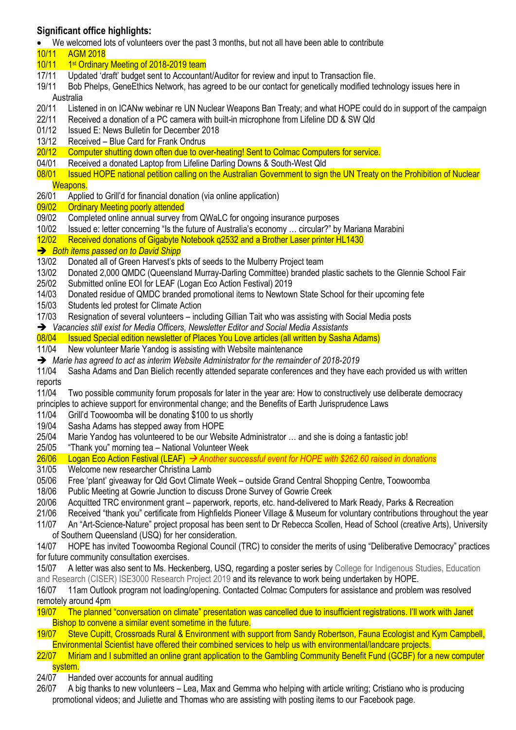**Significant office highlights:**

- We welcomed lots of volunteers over the past 3 months, but not all have been able to contribute

10/11 AGM 2018

10/11 1st Ordinary Meeting of 2018-2019 team

17/11 Updated 'draft' budget sent to Accountant/Auditor for review and input to Transaction file.

19/11 Bob Phelps, GeneEthics Network, has agreed to be our contact for genetically modified technology issues here in Australia

20/11 Listened in on ICANw webinar re UN Nuclear Weapons Ban Treaty; and what HOPE could do in support of the campaign

22/11 Received a donation of a PC camera with built-in microphone from Lifeline DD & SW Qld

01/12 Issued E: News Bulletin for December 2018

13/12 Received – Blue Card for Frank Ondrus

20/12 Computer shutting down often due to over-heating! Sent to Colmac Computers for service.

04/01 Received a donated Laptop from Lifeline Darling Downs & South-West Qld

08/01 Issued HOPE national petition calling on the Australian Government to sign the UN Treaty on the Prohibition of Nuclear Weapons.

26/01 Applied to Grill'd for financial donation (via online application)

09/02 Ordinary Meeting poorly attended

09/02 Completed online annual survey from QWaLC for ongoing insurance purposes

10/02 Issued e: letter concerning "Is the future of Australia's economy … circular?" by Mariana Marabini

12/02 Received donations of Gigabyte Notebook q2532 and a Brother Laser printer HL1430

➔ *Both items passed on to David Shipp*

13/02 Donated all of Green Harvest's pkts of seeds to the Mulberry Project team

13/02 Donated 2,000 QMDC (Queensland Murray-Darling Committee) branded plastic sachets to the Glennie School Fair

25/02 Submitted online EOI for LEAF (Logan Eco Action Festival) 2019

14/03 Donated residue of QMDC branded promotional items to Newtown State School for their upcoming fete

15/03 Students led protest for Climate Action

17/03 Resignation of several volunteers – including Gillian Tait who was assisting with Social Media posts

➔ *Vacancies still exist for Media Officers, Newsletter Editor and Social Media Assistants*

08/04 Issued Special edition newsletter of Places You Love articles (all written by Sasha Adams)

11/04 New volunteer Marie Yandog is assisting with Website maintenance

➔ *Marie has agreed to act as interim Website Administrator for the remainder of 2018-2019*

11/04 Sasha Adams and Dan Bielich recently attended separate conferences and they have each provided us with written reports

11/04 Two possible community forum proposals for later in the year are: How to constructively use deliberate democracy principles to achieve support for environmental change; and the Benefits of Earth Jurisprudence Laws

11/04 Grill'd Toowoomba will be donating $100 to us shortly

19/04 Sasha Adams has stepped away from HOPE

25/04 Marie Yandog has volunteered to be our Website Administrator … and she is doing a fantastic job!

25/05 "Thank you" morning tea – National Volunteer Week

26/06 Logan Eco Action Festival (LEAF) *→ Another successful event for HOPE with $262.60 raised in donations*

31/05 Welcome new researcher Christina Lamb

05/06 Free 'plant' giveaway for Qld Govt Climate Week – outside Grand Central Shopping Centre, Toowoomba

18/06 Public Meeting at Gowrie Junction to discuss Drone Survey of Gowrie Creek

20/06 Acquitted TRC environment grant – paperwork, reports, etc. hand-delivered to Mark Ready, Parks & Recreation

21/06 Received "thank you" certificate from Highfields Pioneer Village & Museum for voluntary contributions throughout the year

11/07 An "Art-Science-Nature" project proposal has been sent to Dr Rebecca Scollen, Head of School (creative Arts), University of Southern Queensland (USQ) for her consideration.

14/07 HOPE has invited Toowoomba Regional Council (TRC) to consider the merits of using "Deliberative Democracy" practices for future community consultation exercises.

15/07 A letter was also sent to Ms. Heckenberg, USQ, regarding a poster series by College for Indigenous Studies, Education and Research (CISER) ISE3000 Research Project 2019 and its relevance to work being undertaken by HOPE.

16/07 11am Outlook program not loading/opening. Contacted Colmac Computers for assistance and problem was resolved remotely around 4pm

19/07 The planned "conversation on climate" presentation was cancelled due to insufficient registrations. I'll work with Janet Bishop to convene a similar event sometime in the future.

19/07 Steve Cupitt, Crossroads Rural & Environment with support from Sandy Robertson, Fauna Ecologist and Kym Campbell, Environmental Scientist have offered their combined services to help us with environmental/landcare projects.

22/07 Miriam and I submitted an online grant application to the Gambling Community Benefit Fund (GCBF) for a new computer system.

24/07 Handed over accounts for annual auditing

26/07 A big thanks to new volunteers – Lea, Max and Gemma who helping with article writing; Cristiano who is producing promotional videos; and Juliette and Thomas who are assisting with posting items to our Facebook page.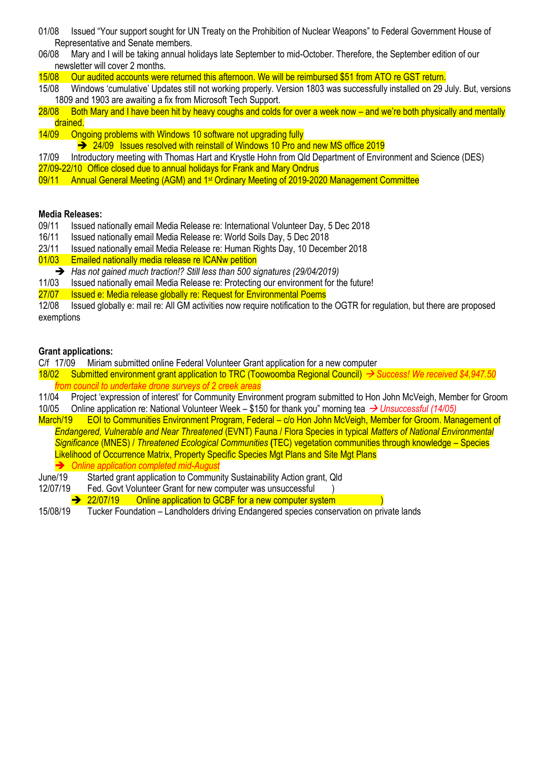01/08 Issued "Your support sought for UN Treaty on the Prohibition of Nuclear Weapons" to Federal Government House of Representative and Senate members.

06/08 Mary and I will be taking annual holidays late September to mid-October. Therefore, the September edition of our newsletter will cover 2 months.

15/08 Our audited accounts were returned this afternoon. We will be reimbursed $51 from ATO re GST return.

15/08 Windows 'cumulative' Updates still not working properly. Version 1803 was successfully installed on 29 July. But, versions 1809 and 1903 are awaiting a fix from Microsoft Tech Support.

28/08 Both Mary and I have been hit by heavy coughs and colds for over a week now – and we're both physically and mentally drained.

14/09 Ongoing problems with Windows 10 software not upgrading fully

- ➔ 24/09 Issues resolved with reinstall of Windows 10 Pro and new MS office 2019

17/09 Introductory meeting with Thomas Hart and Krystle Hohn from Qld Department of Environment and Science (DES)

27/09-22/10 Office closed due to annual holidays for Frank and Mary Ondrus

09/11 Annual General Meeting (AGM) and 1st Ordinary Meeting of 2019-2020 Management Committee

**Media Releases:**

09/11 Issued nationally email Media Release re: International Volunteer Day, 5 Dec 2018

16/11 Issued nationally email Media Release re: World Soils Day, 5 Dec 2018

23/11 Issued nationally email Media Release re: Human Rights Day, 10 December 2018

01/03 Emailed nationally media release re ICANw petition

- ➔ *Has not gained much traction!? Still less than 500 signatures (29/04/2019)*

11/03 Issued nationally email Media Release re: Protecting our environment for the future!

27/07 Issued e: Media release globally re: Request for Environmental Poems

12/08 Issued globally e: mail re: All GM activities now require notification to the OGTR for regulation, but there are proposed exemptions

**Grant applications:**

C/f 17/09 Miriam submitted online Federal Volunteer Grant application for a new computer

18/02 Submitted environment grant application to TRC (Toowoomba Regional Council) *→ Success! We received $4,947.50 from council to undertake drone surveys of 2 creek areas*

11/04 Project 'expression of interest' for Community Environment program submitted to Hon John McVeigh, Member for Groom

10/05 Online application re: National Volunteer Week – $150 for thank you" morning tea *→ Unsuccessful (14/05)*

March/19 EOI to Communities Environment Program, Federal – c/o Hon John McVeigh, Member for Groom. Management of *Endangered, Vulnerable and Near Threatened* (EVNT) Fauna / Flora Species in typical *Matters of National Environmental Significance* (MNES) / *Threatened Ecological Communities* (TEC) vegetation communities through knowledge – Species Likelihood of Occurrence Matrix, Property Specific Species Mgt Plans and Site Mgt Plans

- ➔ *Online application completed mid-August*

June/19 Started grant application to Community Sustainability Action grant, Qld

12/07/19 Fed. Govt Volunteer Grant for new computer was unsuccessful )

- ➔ 22/07/19 Online application to GCBF for a new computer system )

15/08/19 Tucker Foundation – Landholders driving Endangered species conservation on private lands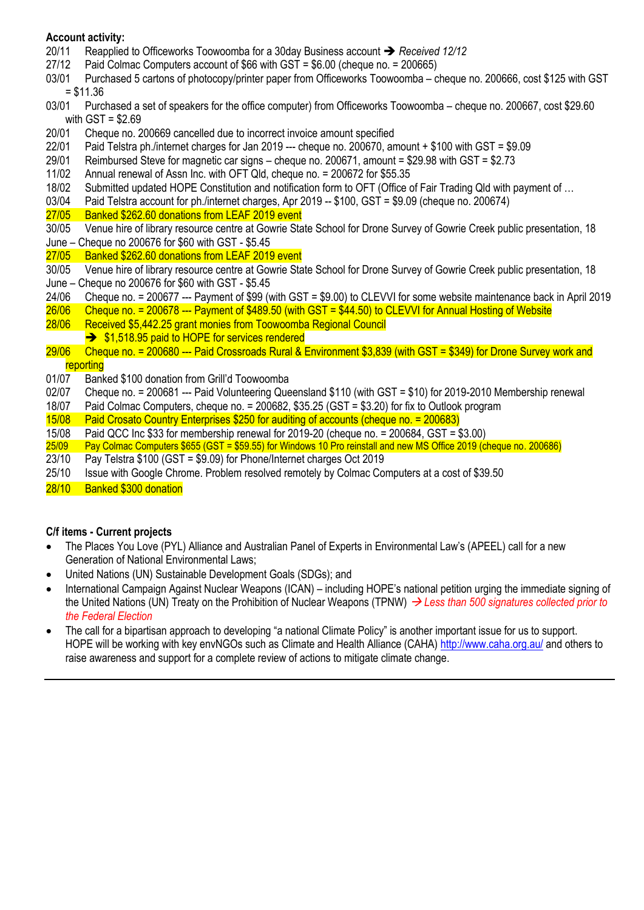**Account activity:**

20/11 Reapplied to Officeworks Toowoomba for a 30day Business account ➔ *Received 12/12*

27/12 Paid Colmac Computers account of $66 with GST = $6.00 (cheque no. = 200665)

03/01 Purchased 5 cartons of photocopy/printer paper from Officeworks Toowoomba – cheque no. 200666, cost $125 with GST = $11.36

03/01 Purchased a set of speakers for the office computer) from Officeworks Toowoomba – cheque no. 200667, cost $29.60 with GST = $2.69

20/01 Cheque no. 200669 cancelled due to incorrect invoice amount specified

22/01 Paid Telstra ph./internet charges for Jan 2019 --- cheque no. 200670, amount + $100 with GST = $9.09

29/01 Reimbursed Steve for magnetic car signs – cheque no. 200671, amount = $29.98 with GST = $2.73

11/02 Annual renewal of Assn Inc. with OFT Qld, cheque no. = 200672 for $55.35

18/02 Submitted updated HOPE Constitution and notification form to OFT (Office of Fair Trading Qld with payment of …

03/04 Paid Telstra account for ph./internet charges, Apr 2019 -- $100, GST = $9.09 (cheque no. 200674)

27/05 Banked $262.60 donations from LEAF 2019 event

30/05 Venue hire of library resource centre at Gowrie State School for Drone Survey of Gowrie Creek public presentation, 18 June – Cheque no 200676 for $60 with GST - $5.45

27/05 Banked $262.60 donations from LEAF 2019 event

30/05 Venue hire of library resource centre at Gowrie State School for Drone Survey of Gowrie Creek public presentation, 18 June – Cheque no 200676 for $60 with GST - $5.45

24/06 Cheque no. = 200677 --- Payment of $99 (with GST = $9.00) to CLEVVI for some website maintenance back in April 2019

26/06 Cheque no. = 200678 --- Payment of $489.50 (with GST = $44.50) to CLEVVI for Annual Hosting of Website

28/06 Received $5,442.25 grant monies from Toowoomba Regional Council
➔ $1,518.95 paid to HOPE for services rendered

29/06 Cheque no. = 200680 --- Paid Crossroads Rural & Environment $3,839 (with GST = $349) for Drone Survey work and reporting

01/07 Banked $100 donation from Grill'd Toowoomba

02/07 Cheque no. = 200681 --- Paid Volunteering Queensland $110 (with GST = $10) for 2019-2010 Membership renewal

18/07 Paid Colmac Computers, cheque no. = 200682, $35.25 (GST = $3.20) for fix to Outlook program

15/08 Paid Crosato Country Enterprises $250 for auditing of accounts (cheque no. = 200683)

15/08 Paid QCC Inc $33 for membership renewal for 2019-20 (cheque no. = 200684, GST = $3.00)

25/09 Pay Colmac Computers $655 (GST = $59.55) for Windows 10 Pro reinstall and new MS Office 2019 (cheque no. 200686)

23/10 Pay Telstra $100 (GST = $9.09) for Phone/Internet charges Oct 2019

25/10 Issue with Google Chrome. Problem resolved remotely by Colmac Computers at a cost of $39.50

28/10 Banked $300 donation

**C/f items - Current projects**

- The Places You Love (PYL) Alliance and Australian Panel of Experts in Environmental Law's (APEEL) call for a new Generation of National Environmental Laws;
- United Nations (UN) Sustainable Development Goals (SDGs); and
- International Campaign Against Nuclear Weapons (ICAN) – including HOPE's national petition urging the immediate signing of the United Nations (UN) Treaty on the Prohibition of Nuclear Weapons (TPNW) *→ Less than 500 signatures collected prior to the Federal Election*
- The call for a bipartisan approach to developing "a national Climate Policy" is another important issue for us to support. HOPE will be working with key envNGOs such as Climate and Health Alliance (CAHA) http://www.caha.org.au/ and others to raise awareness and support for a complete review of actions to mitigate climate change.